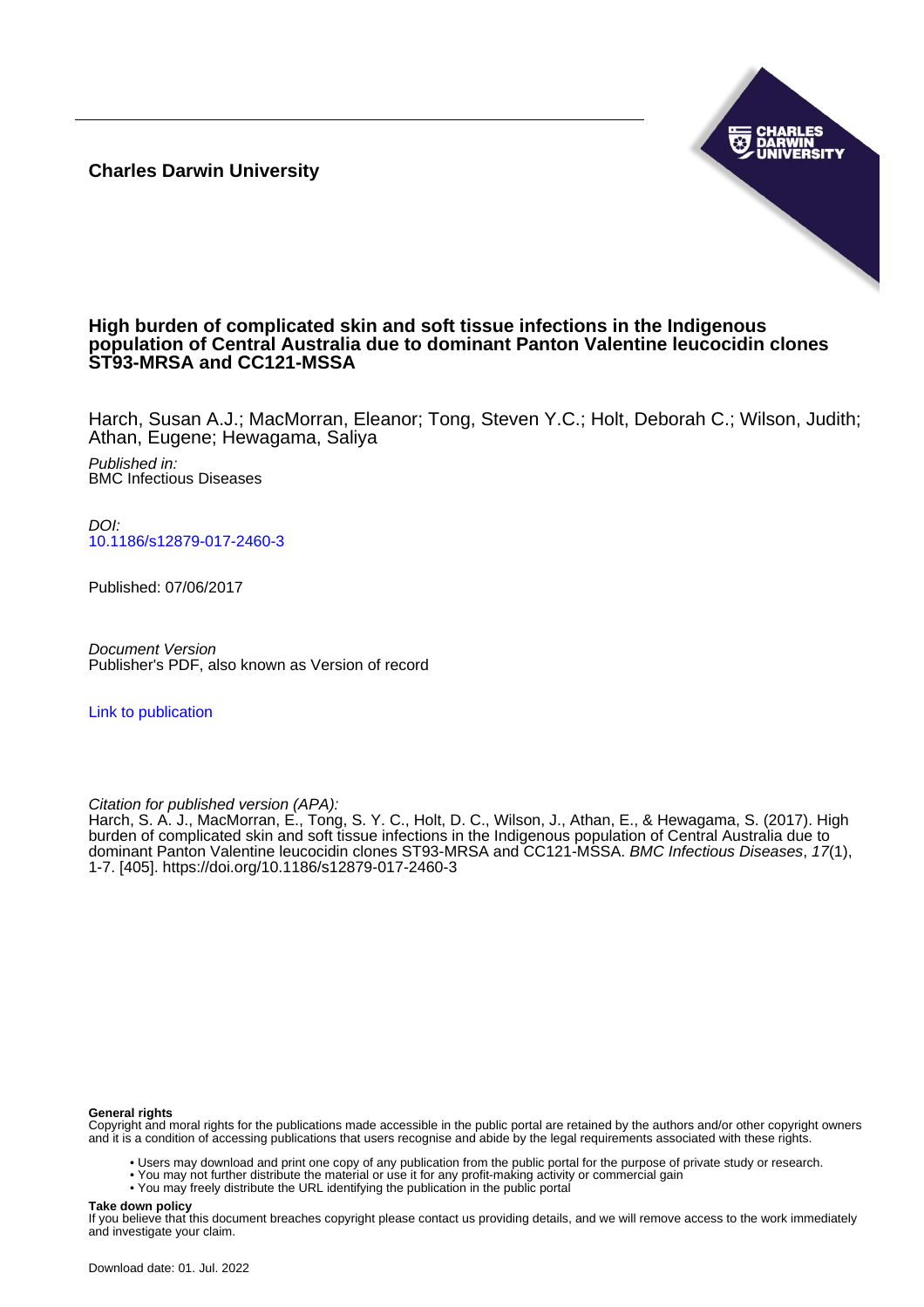**Charles Darwin University**

# High burden of complicated skin and soft tissue infections in the Indigenous population of Central Australia due to dominant Panton Valentine leucocidin clones ST93-MRSA and CC121-MSSA

Harch, Susan A.J.; MacMorran, Eleanor; Tong, Steven Y.C.; Holt, Deborah C.; Wilson, Judith; Athan, Eugene; Hewagama, Saliya

*Published in:*
BMC Infectious Diseases

*DOI:*
10.1186/s12879-017-2460-3

Published: 07/06/2017

*Document Version*
Publisher's PDF, also known as Version of record

Link to publication

*Citation for published version (APA):*
Harch, S. A. J., MacMorran, E., Tong, S. Y. C., Holt, D. C., Wilson, J., Athan, E., & Hewagama, S. (2017). High burden of complicated skin and soft tissue infections in the Indigenous population of Central Australia due to dominant Panton Valentine leucocidin clones ST93-MRSA and CC121-MSSA. *BMC Infectious Diseases*, *17*(1), 1-7. [405]. https://doi.org/10.1186/s12879-017-2460-3

**General rights**
Copyright and moral rights for the publications made accessible in the public portal are retained by the authors and/or other copyright owners and it is a condition of accessing publications that users recognise and abide by the legal requirements associated with these rights.

- Users may download and print one copy of any publication from the public portal for the purpose of private study or research.
- You may not further distribute the material or use it for any profit-making activity or commercial gain
- You may freely distribute the URL identifying the publication in the public portal

**Take down policy**
If you believe that this document breaches copyright please contact us providing details, and we will remove access to the work immediately and investigate your claim.

Download date: 01. Jul. 2022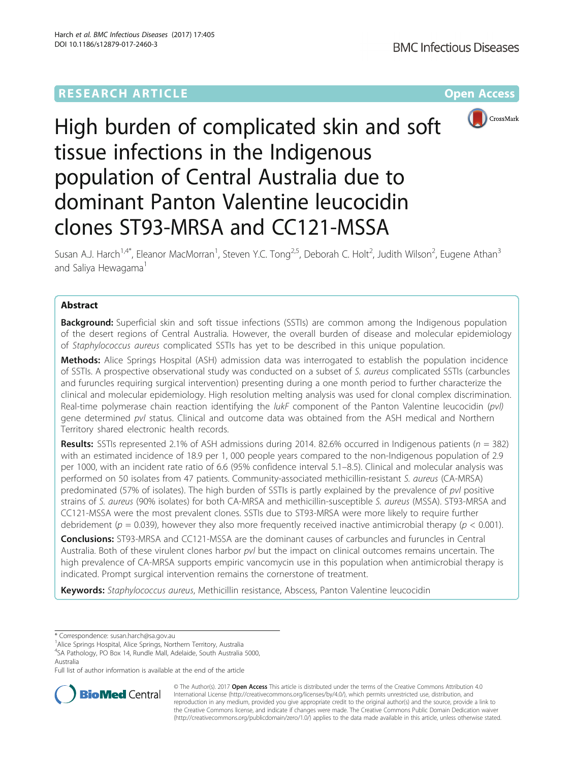BMC Infectious Diseases

RESEARCH ARTICLE

Open Access

# High burden of complicated skin and soft tissue infections in the Indigenous population of Central Australia due to dominant Panton Valentine leucocidin clones ST93-MRSA and CC121-MSSA

Susan A.J. Harch[1,4*], Eleanor MacMorran[1], Steven Y.C. Tong[2,5], Deborah C. Holt[2], Judith Wilson[2], Eugene Athan[3] and Saliya Hewagama[1]

## Abstract

**Background:** Superficial skin and soft tissue infections (SSTIs) are common among the Indigenous population of the desert regions of Central Australia. However, the overall burden of disease and molecular epidemiology of *Staphylococcus aureus* complicated SSTIs has yet to be described in this unique population.

**Methods:** Alice Springs Hospital (ASH) admission data was interrogated to establish the population incidence of SSTIs. A prospective observational study was conducted on a subset of *S. aureus* complicated SSTIs (carbuncles and furuncles requiring surgical intervention) presenting during a one month period to further characterize the clinical and molecular epidemiology. High resolution melting analysis was used for clonal complex discrimination. Real-time polymerase chain reaction identifying the *lukF* component of the Panton Valentine leucocidin (*pvl*) gene determined *pvl* status. Clinical and outcome data was obtained from the ASH medical and Northern Territory shared electronic health records.

**Results:** SSTIs represented 2.1% of ASH admissions during 2014. 82.6% occurred in Indigenous patients ($n = 382$) with an estimated incidence of 18.9 per 1, 000 people years compared to the non-Indigenous population of 2.9 per 1000, with an incident rate ratio of 6.6 (95% confidence interval 5.1–8.5). Clinical and molecular analysis was performed on 50 isolates from 47 patients. Community-associated methicillin-resistant *S. aureus* (CA-MRSA) predominated (57% of isolates). The high burden of SSTIs is partly explained by the prevalence of *pvl* positive strains of *S. aureus* (90% isolates) for both CA-MRSA and methicillin-susceptible *S. aureus* (MSSA). ST93-MRSA and CC121-MSSA were the most prevalent clones. SSTIs due to ST93-MRSA were more likely to require further debridement ($p = 0.039$), however they also more frequently received inactive antimicrobial therapy ($p < 0.001$).

**Conclusions:** ST93-MRSA and CC121-MSSA are the dominant causes of carbuncles and furuncles in Central Australia. Both of these virulent clones harbor *pvl* but the impact on clinical outcomes remains uncertain. The high prevalence of CA-MRSA supports empiric vancomycin use in this population when antimicrobial therapy is indicated. Prompt surgical intervention remains the cornerstone of treatment.

**Keywords:** *Staphylococcus aureus*, Methicillin resistance, Abscess, Panton Valentine leucocidin

\* Correspondence: susan.harch@sa.gov.au
[1]Alice Springs Hospital, Alice Springs, Northern Territory, Australia
[4]SA Pathology, PO Box 14, Rundle Mall, Adelaide, South Australia 5000, Australia
Full list of author information is available at the end of the article

© The Author(s). 2017 **Open Access** This article is distributed under the terms of the Creative Commons Attribution 4.0 International License (http://creativecommons.org/licenses/by/4.0/), which permits unrestricted use, distribution, and reproduction in any medium, provided you give appropriate credit to the original author(s) and the source, provide a link to the Creative Commons license, and indicate if changes were made. The Creative Commons Public Domain Dedication waiver (http://creativecommons.org/publicdomain/zero/1.0/) applies to the data made available in this article, unless otherwise stated.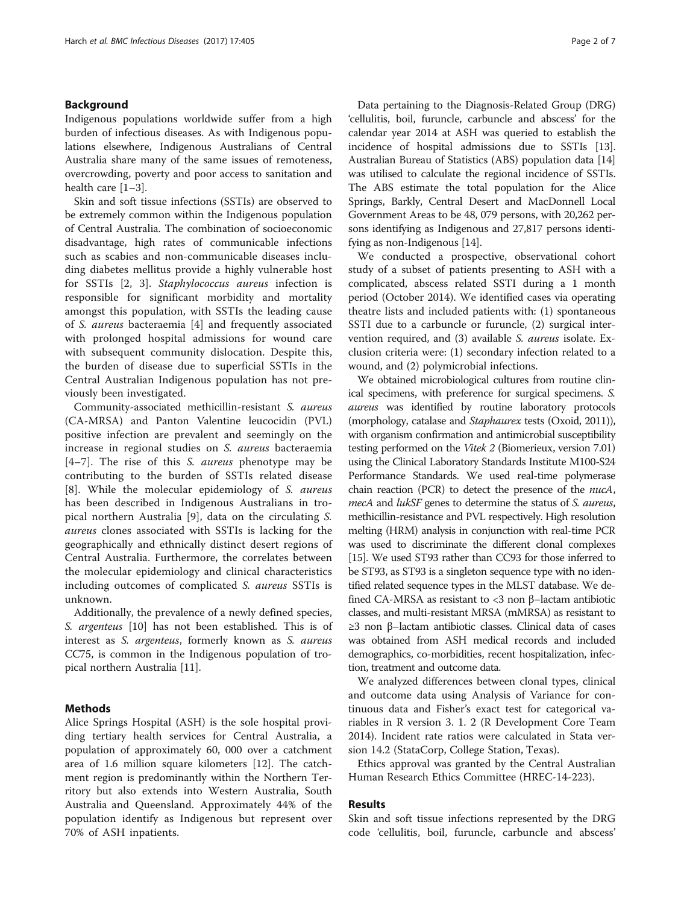## Background

Indigenous populations worldwide suffer from a high burden of infectious diseases. As with Indigenous populations elsewhere, Indigenous Australians of Central Australia share many of the same issues of remoteness, overcrowding, poverty and poor access to sanitation and health care [1–3].

Skin and soft tissue infections (SSTIs) are observed to be extremely common within the Indigenous population of Central Australia. The combination of socioeconomic disadvantage, high rates of communicable infections such as scabies and non-communicable diseases including diabetes mellitus provide a highly vulnerable host for SSTIs [2, 3]. *Staphylococcus aureus* infection is responsible for significant morbidity and mortality amongst this population, with SSTIs the leading cause of *S. aureus* bacteraemia [4] and frequently associated with prolonged hospital admissions for wound care with subsequent community dislocation. Despite this, the burden of disease due to superficial SSTIs in the Central Australian Indigenous population has not previously been investigated.

Community-associated methicillin-resistant *S. aureus* (CA-MRSA) and Panton Valentine leucocidin (PVL) positive infection are prevalent and seemingly on the increase in regional studies on *S. aureus* bacteraemia [4–7]. The rise of this *S. aureus* phenotype may be contributing to the burden of SSTIs related disease [8]. While the molecular epidemiology of *S. aureus* has been described in Indigenous Australians in tropical northern Australia [9], data on the circulating *S. aureus* clones associated with SSTIs is lacking for the geographically and ethnically distinct desert regions of Central Australia. Furthermore, the correlates between the molecular epidemiology and clinical characteristics including outcomes of complicated *S. aureus* SSTIs is unknown.

Additionally, the prevalence of a newly defined species, *S. argenteus* [10] has not been established. This is of interest as *S. argenteus*, formerly known as *S. aureus* CC75, is common in the Indigenous population of tropical northern Australia [11].

## Methods

Alice Springs Hospital (ASH) is the sole hospital providing tertiary health services for Central Australia, a population of approximately 60, 000 over a catchment area of 1.6 million square kilometers [12]. The catchment region is predominantly within the Northern Territory but also extends into Western Australia, South Australia and Queensland. Approximately 44% of the population identify as Indigenous but represent over 70% of ASH inpatients.

Data pertaining to the Diagnosis-Related Group (DRG) 'cellulitis, boil, furuncle, carbuncle and abscess' for the calendar year 2014 at ASH was queried to establish the incidence of hospital admissions due to SSTIs [13]. Australian Bureau of Statistics (ABS) population data [14] was utilised to calculate the regional incidence of SSTIs. The ABS estimate the total population for the Alice Springs, Barkly, Central Desert and MacDonnell Local Government Areas to be 48, 079 persons, with 20,262 persons identifying as Indigenous and 27,817 persons identifying as non-Indigenous [14].

We conducted a prospective, observational cohort study of a subset of patients presenting to ASH with a complicated, abscess related SSTI during a 1 month period (October 2014). We identified cases via operating theatre lists and included patients with: (1) spontaneous SSTI due to a carbuncle or furuncle, (2) surgical intervention required, and (3) available *S. aureus* isolate. Exclusion criteria were: (1) secondary infection related to a wound, and (2) polymicrobial infections.

We obtained microbiological cultures from routine clinical specimens, with preference for surgical specimens. *S. aureus* was identified by routine laboratory protocols (morphology, catalase and *Staphaurex* tests (Oxoid, 2011)), with organism confirmation and antimicrobial susceptibility testing performed on the *Vitek 2* (Biomerieux, version 7.01) using the Clinical Laboratory Standards Institute M100-S24 Performance Standards. We used real-time polymerase chain reaction (PCR) to detect the presence of the *nucA*, *mecA* and *lukSF* genes to determine the status of *S. aureus*, methicillin-resistance and PVL respectively. High resolution melting (HRM) analysis in conjunction with real-time PCR was used to discriminate the different clonal complexes [15]. We used ST93 rather than CC93 for those inferred to be ST93, as ST93 is a singleton sequence type with no identified related sequence types in the MLST database. We defined CA-MRSA as resistant to <3 non β–lactam antibiotic classes, and multi-resistant MRSA (mMRSA) as resistant to ≥3 non β–lactam antibiotic classes. Clinical data of cases was obtained from ASH medical records and included demographics, co-morbidities, recent hospitalization, infection, treatment and outcome data.

We analyzed differences between clonal types, clinical and outcome data using Analysis of Variance for continuous data and Fisher's exact test for categorical variables in R version 3. 1. 2 (R Development Core Team 2014). Incident rate ratios were calculated in Stata version 14.2 (StataCorp, College Station, Texas).

Ethics approval was granted by the Central Australian Human Research Ethics Committee (HREC-14-223).

## Results

Skin and soft tissue infections represented by the DRG code 'cellulitis, boil, furuncle, carbuncle and abscess'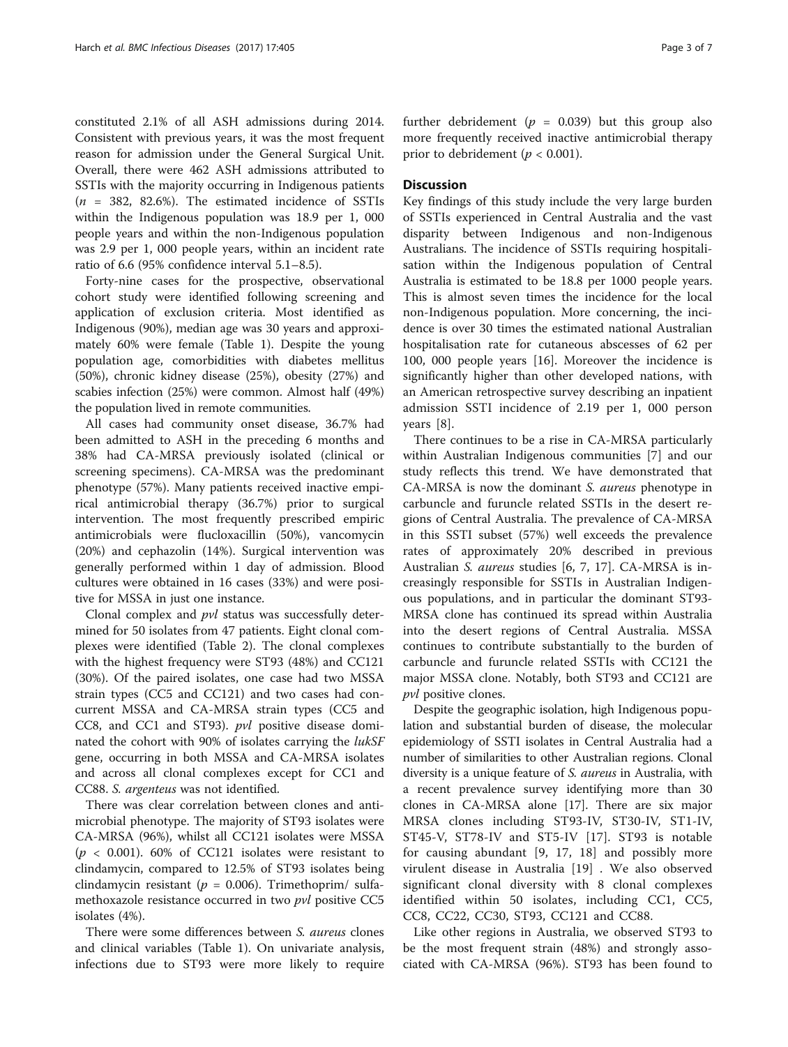constituted 2.1% of all ASH admissions during 2014. Consistent with previous years, it was the most frequent reason for admission under the General Surgical Unit. Overall, there were 462 ASH admissions attributed to SSTIs with the majority occurring in Indigenous patients ($n$ = 382, 82.6%). The estimated incidence of SSTIs within the Indigenous population was 18.9 per 1, 000 people years and within the non-Indigenous population was 2.9 per 1, 000 people years, within an incident rate ratio of 6.6 (95% confidence interval 5.1–8.5).

Forty-nine cases for the prospective, observational cohort study were identified following screening and application of exclusion criteria. Most identified as Indigenous (90%), median age was 30 years and approximately 60% were female (Table 1). Despite the young population age, comorbidities with diabetes mellitus (50%), chronic kidney disease (25%), obesity (27%) and scabies infection (25%) were common. Almost half (49%) the population lived in remote communities.

All cases had community onset disease, 36.7% had been admitted to ASH in the preceding 6 months and 38% had CA-MRSA previously isolated (clinical or screening specimens). CA-MRSA was the predominant phenotype (57%). Many patients received inactive empirical antimicrobial therapy (36.7%) prior to surgical intervention. The most frequently prescribed empiric antimicrobials were flucloxacillin (50%), vancomycin (20%) and cephazolin (14%). Surgical intervention was generally performed within 1 day of admission. Blood cultures were obtained in 16 cases (33%) and were positive for MSSA in just one instance.

Clonal complex and *pvl* status was successfully determined for 50 isolates from 47 patients. Eight clonal complexes were identified (Table 2). The clonal complexes with the highest frequency were ST93 (48%) and CC121 (30%). Of the paired isolates, one case had two MSSA strain types (CC5 and CC121) and two cases had concurrent MSSA and CA-MRSA strain types (CC5 and CC8, and CC1 and ST93). *pvl* positive disease dominated the cohort with 90% of isolates carrying the *lukSF* gene, occurring in both MSSA and CA-MRSA isolates and across all clonal complexes except for CC1 and CC88. *S. argenteus* was not identified.

There was clear correlation between clones and antimicrobial phenotype. The majority of ST93 isolates were CA-MRSA (96%), whilst all CC121 isolates were MSSA ($p$ < 0.001). 60% of CC121 isolates were resistant to clindamycin, compared to 12.5% of ST93 isolates being clindamycin resistant ($p$ = 0.006). Trimethoprim/ sulfamethoxazole resistance occurred in two *pvl* positive CC5 isolates (4%).

There were some differences between *S. aureus* clones and clinical variables (Table 1). On univariate analysis, infections due to ST93 were more likely to require further debridement ($p$ = 0.039) but this group also more frequently received inactive antimicrobial therapy prior to debridement ($p$ < 0.001).

## Discussion

Key findings of this study include the very large burden of SSTIs experienced in Central Australia and the vast disparity between Indigenous and non-Indigenous Australians. The incidence of SSTIs requiring hospitalisation within the Indigenous population of Central Australia is estimated to be 18.8 per 1000 people years. This is almost seven times the incidence for the local non-Indigenous population. More concerning, the incidence is over 30 times the estimated national Australian hospitalisation rate for cutaneous abscesses of 62 per 100, 000 people years [16]. Moreover the incidence is significantly higher than other developed nations, with an American retrospective survey describing an inpatient admission SSTI incidence of 2.19 per 1, 000 person years [8].

There continues to be a rise in CA-MRSA particularly within Australian Indigenous communities [7] and our study reflects this trend. We have demonstrated that CA-MRSA is now the dominant *S. aureus* phenotype in carbuncle and furuncle related SSTIs in the desert regions of Central Australia. The prevalence of CA-MRSA in this SSTI subset (57%) well exceeds the prevalence rates of approximately 20% described in previous Australian *S. aureus* studies [6, 7, 17]. CA-MRSA is increasingly responsible for SSTIs in Australian Indigenous populations, and in particular the dominant ST93-MRSA clone has continued its spread within Australia into the desert regions of Central Australia. MSSA continues to contribute substantially to the burden of carbuncle and furuncle related SSTIs with CC121 the major MSSA clone. Notably, both ST93 and CC121 are *pvl* positive clones.

Despite the geographic isolation, high Indigenous population and substantial burden of disease, the molecular epidemiology of SSTI isolates in Central Australia had a number of similarities to other Australian regions. Clonal diversity is a unique feature of *S. aureus* in Australia, with a recent prevalence survey identifying more than 30 clones in CA-MRSA alone [17]. There are six major MRSA clones including ST93-IV, ST30-IV, ST1-IV, ST45-V, ST78-IV and ST5-IV [17]. ST93 is notable for causing abundant [9, 17, 18] and possibly more virulent disease in Australia [19] . We also observed significant clonal diversity with 8 clonal complexes identified within 50 isolates, including CC1, CC5, CC8, CC22, CC30, ST93, CC121 and CC88.

Like other regions in Australia, we observed ST93 to be the most frequent strain (48%) and strongly associated with CA-MRSA (96%). ST93 has been found to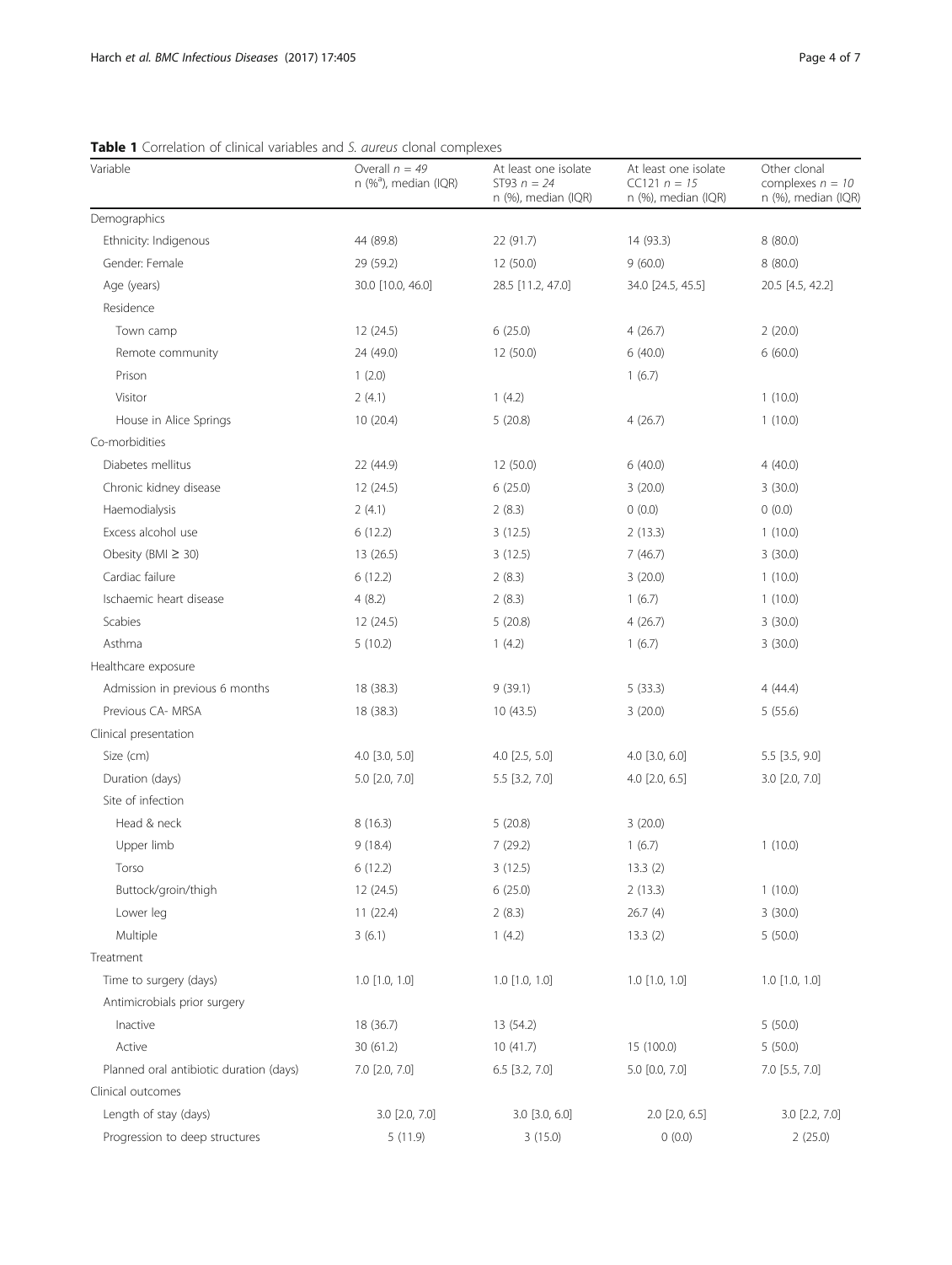**Table 1** Correlation of clinical variables and *S. aureus* clonal complexes

| Variable | Overall *n* = 49 n (%[a]), median (IQR) | At least one isolate ST93 *n* = 24 n (%), median (IQR) | At least one isolate CC121 *n* = 15 n (%), median (IQR) | Other clonal complexes *n* = 10 n (%), median (IQR) |
|---|---|---|---|---|
| Demographics | | | | |
| Ethnicity: Indigenous | 44 (89.8) | 22 (91.7) | 14 (93.3) | 8 (80.0) |
| Gender: Female | 29 (59.2) | 12 (50.0) | 9 (60.0) | 8 (80.0) |
| Age (years) | 30.0 [10.0, 46.0] | 28.5 [11.2, 47.0] | 34.0 [24.5, 45.5] | 20.5 [4.5, 42.2] |
| Residence | | | | |
| Town camp | 12 (24.5) | 6 (25.0) | 4 (26.7) | 2 (20.0) |
| Remote community | 24 (49.0) | 12 (50.0) | 6 (40.0) | 6 (60.0) |
| Prison | 1 (2.0) | | 1 (6.7) | |
| Visitor | 2 (4.1) | 1 (4.2) | | 1 (10.0) |
| House in Alice Springs | 10 (20.4) | 5 (20.8) | 4 (26.7) | 1 (10.0) |
| Co-morbidities | | | | |
| Diabetes mellitus | 22 (44.9) | 12 (50.0) | 6 (40.0) | 4 (40.0) |
| Chronic kidney disease | 12 (24.5) | 6 (25.0) | 3 (20.0) | 3 (30.0) |
| Haemodialysis | 2 (4.1) | 2 (8.3) | 0 (0.0) | 0 (0.0) |
| Excess alcohol use | 6 (12.2) | 3 (12.5) | 2 (13.3) | 1 (10.0) |
| Obesity (BMI ≥ 30) | 13 (26.5) | 3 (12.5) | 7 (46.7) | 3 (30.0) |
| Cardiac failure | 6 (12.2) | 2 (8.3) | 3 (20.0) | 1 (10.0) |
| Ischaemic heart disease | 4 (8.2) | 2 (8.3) | 1 (6.7) | 1 (10.0) |
| Scabies | 12 (24.5) | 5 (20.8) | 4 (26.7) | 3 (30.0) |
| Asthma | 5 (10.2) | 1 (4.2) | 1 (6.7) | 3 (30.0) |
| Healthcare exposure | | | | |
| Admission in previous 6 months | 18 (38.3) | 9 (39.1) | 5 (33.3) | 4 (44.4) |
| Previous CA- MRSA | 18 (38.3) | 10 (43.5) | 3 (20.0) | 5 (55.6) |
| Clinical presentation | | | | |
| Size (cm) | 4.0 [3.0, 5.0] | 4.0 [2.5, 5.0] | 4.0 [3.0, 6.0] | 5.5 [3.5, 9.0] |
| Duration (days) | 5.0 [2.0, 7.0] | 5.5 [3.2, 7.0] | 4.0 [2.0, 6.5] | 3.0 [2.0, 7.0] |
| Site of infection | | | | |
| Head & neck | 8 (16.3) | 5 (20.8) | 3 (20.0) | |
| Upper limb | 9 (18.4) | 7 (29.2) | 1 (6.7) | 1 (10.0) |
| Torso | 6 (12.2) | 3 (12.5) | 13.3 (2) | |
| Buttock/groin/thigh | 12 (24.5) | 6 (25.0) | 2 (13.3) | 1 (10.0) |
| Lower leg | 11 (22.4) | 2 (8.3) | 26.7 (4) | 3 (30.0) |
| Multiple | 3 (6.1) | 1 (4.2) | 13.3 (2) | 5 (50.0) |
| Treatment | | | | |
| Time to surgery (days) | 1.0 [1.0, 1.0] | 1.0 [1.0, 1.0] | 1.0 [1.0, 1.0] | 1.0 [1.0, 1.0] |
| Antimicrobials prior surgery | | | | |
| Inactive | 18 (36.7) | 13 (54.2) | | 5 (50.0) |
| Active | 30 (61.2) | 10 (41.7) | 15 (100.0) | 5 (50.0) |
| Planned oral antibiotic duration (days) | 7.0 [2.0, 7.0] | 6.5 [3.2, 7.0] | 5.0 [0.0, 7.0] | 7.0 [5.5, 7.0] |
| Clinical outcomes | | | | |
| Length of stay (days) | 3.0 [2.0, 7.0] | 3.0 [3.0, 6.0] | 2.0 [2.0, 6.5] | 3.0 [2.2, 7.0] |
| Progression to deep structures | 5 (11.9) | 3 (15.0) | 0 (0.0) | 2 (25.0) |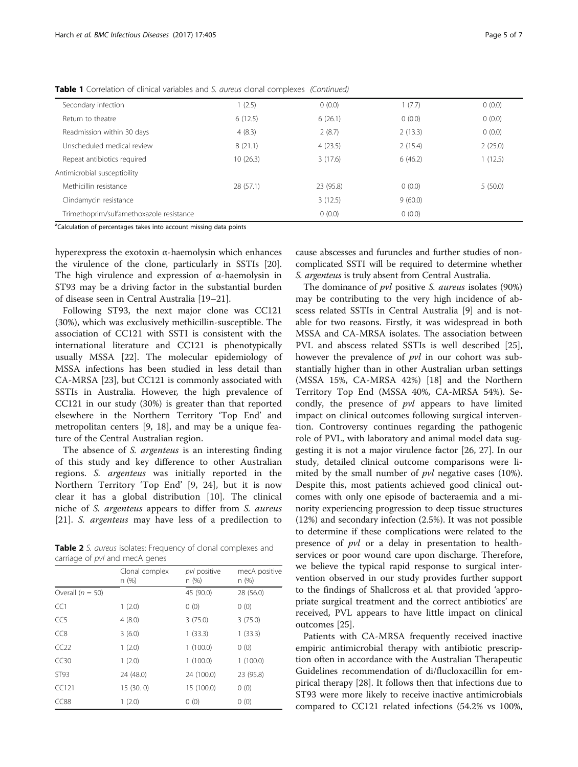**Table 1** Correlation of clinical variables and *S. aureus* clonal complexes *(Continued)*

| | | | | |
|---|---|---|---|---|
| Secondary infection | 1 (2.5) | 0 (0.0) | 1 (7.7) | 0 (0.0) |
| Return to theatre | 6 (12.5) | 6 (26.1) | 0 (0.0) | 0 (0.0) |
| Readmission within 30 days | 4 (8.3) | 2 (8.7) | 2 (13.3) | 0 (0.0) |
| Unscheduled medical review | 8 (21.1) | 4 (23.5) | 2 (15.4) | 2 (25.0) |
| Repeat antibiotics required | 10 (26.3) | 3 (17.6) | 6 (46.2) | 1 (12.5) |
| Antimicrobial susceptibility | | | | |
| Methicillin resistance | 28 (57.1) | 23 (95.8) | 0 (0.0) | 5 (50.0) |
| Clindamycin resistance | | 3 (12.5) | 9 (60.0) | |
| Trimethoprim/sulfamethoxazole resistance | | 0 (0.0) | 0 (0.0) | |

[a]Calculation of percentages takes into account missing data points

hyperexpress the exotoxin α-haemolysin which enhances the virulence of the clone, particularly in SSTIs [20]. The high virulence and expression of α-haemolysin in ST93 may be a driving factor in the substantial burden of disease seen in Central Australia [19–21].

Following ST93, the next major clone was CC121 (30%), which was exclusively methicillin-susceptible. The association of CC121 with SSTI is consistent with the international literature and CC121 is phenotypically usually MSSA [22]. The molecular epidemiology of MSSA infections has been studied in less detail than CA-MRSA [23], but CC121 is commonly associated with SSTIs in Australia. However, the high prevalence of CC121 in our study (30%) is greater than that reported elsewhere in the Northern Territory 'Top End' and metropolitan centers [9, 18], and may be a unique feature of the Central Australian region.

The absence of *S. argenteus* is an interesting finding of this study and key difference to other Australian regions. *S. argenteus* was initially reported in the Northern Territory 'Top End' [9, 24], but it is now clear it has a global distribution [10]. The clinical niche of *S. argenteus* appears to differ from *S. aureus* [21]. *S. argenteus* may have less of a predilection to

**Table 2** *S. aureus* isolates: Frequency of clonal complexes and carriage of *pvl* and mecA genes

| | Clonal complex n (%) | *pvl* positive n (%) | mecA positive n (%) |
|---|---|---|---|
| Overall ($n$ = 50) | | 45 (90.0) | 28 (56.0) |
| CC1 | 1 (2.0) | 0 (0) | 0 (0) |
| CC5 | 4 (8.0) | 3 (75.0) | 3 (75.0) |
| CC8 | 3 (6.0) | 1 (33.3) | 1 (33.3) |
| CC22 | 1 (2.0) | 1 (100.0) | 0 (0) |
| CC30 | 1 (2.0) | 1 (100.0) | 1 (100.0) |
| ST93 | 24 (48.0) | 24 (100.0) | 23 (95.8) |
| CC121 | 15 (30. 0) | 15 (100.0) | 0 (0) |
| CC88 | 1 (2.0) | 0 (0) | 0 (0) |

cause abscesses and furuncles and further studies of non-complicated SSTI will be required to determine whether *S. argenteus* is truly absent from Central Australia.

The dominance of *pvl* positive *S. aureus* isolates (90%) may be contributing to the very high incidence of abscess related SSTIs in Central Australia [9] and is notable for two reasons. Firstly, it was widespread in both MSSA and CA-MRSA isolates. The association between PVL and abscess related SSTIs is well described [25], however the prevalence of *pvl* in our cohort was substantially higher than in other Australian urban settings (MSSA 15%, CA-MRSA 42%) [18] and the Northern Territory Top End (MSSA 40%, CA-MRSA 54%). Secondly, the presence of *pvl* appears to have limited impact on clinical outcomes following surgical intervention. Controversy continues regarding the pathogenic role of PVL, with laboratory and animal model data suggesting it is not a major virulence factor [26, 27]. In our study, detailed clinical outcome comparisons were limited by the small number of *pvl* negative cases (10%). Despite this, most patients achieved good clinical outcomes with only one episode of bacteraemia and a minority experiencing progression to deep tissue structures (12%) and secondary infection (2.5%). It was not possible to determine if these complications were related to the presence of *pvl* or a delay in presentation to health-services or poor wound care upon discharge. Therefore, we believe the typical rapid response to surgical intervention observed in our study provides further support to the findings of Shallcross et al. that provided 'appropriate surgical treatment and the correct antibiotics' are received, PVL appears to have little impact on clinical outcomes [25].

Patients with CA-MRSA frequently received inactive empiric antimicrobial therapy with antibiotic prescription often in accordance with the Australian Therapeutic Guidelines recommendation of di/flucloxacillin for empirical therapy [28]. It follows then that infections due to ST93 were more likely to receive inactive antimicrobials compared to CC121 related infections (54.2% vs 100%,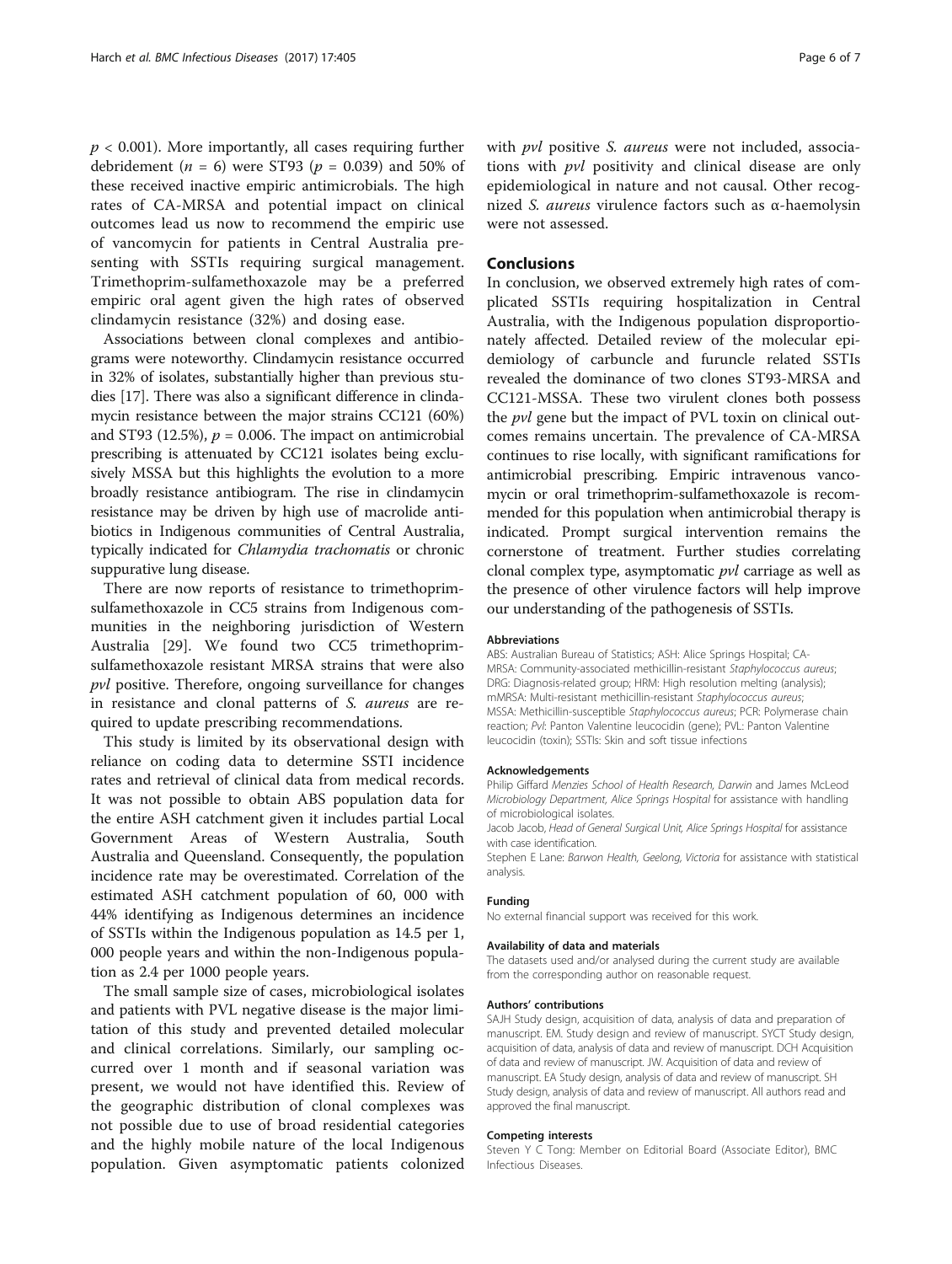$p < 0.001$). More importantly, all cases requiring further debridement ($n = 6$) were ST93 ($p = 0.039$) and 50% of these received inactive empiric antimicrobials. The high rates of CA-MRSA and potential impact on clinical outcomes lead us now to recommend the empiric use of vancomycin for patients in Central Australia presenting with SSTIs requiring surgical management. Trimethoprim-sulfamethoxazole may be a preferred empiric oral agent given the high rates of observed clindamycin resistance (32%) and dosing ease.

Associations between clonal complexes and antibiograms were noteworthy. Clindamycin resistance occurred in 32% of isolates, substantially higher than previous studies [17]. There was also a significant difference in clindamycin resistance between the major strains CC121 (60%) and ST93 (12.5%), $p = 0.006$. The impact on antimicrobial prescribing is attenuated by CC121 isolates being exclusively MSSA but this highlights the evolution to a more broadly resistance antibiogram. The rise in clindamycin resistance may be driven by high use of macrolide antibiotics in Indigenous communities of Central Australia, typically indicated for *Chlamydia trachomatis* or chronic suppurative lung disease.

There are now reports of resistance to trimethoprim-sulfamethoxazole in CC5 strains from Indigenous communities in the neighboring jurisdiction of Western Australia [29]. We found two CC5 trimethoprim-sulfamethoxazole resistant MRSA strains that were also *pvl* positive. Therefore, ongoing surveillance for changes in resistance and clonal patterns of *S. aureus* are required to update prescribing recommendations.

This study is limited by its observational design with reliance on coding data to determine SSTI incidence rates and retrieval of clinical data from medical records. It was not possible to obtain ABS population data for the entire ASH catchment given it includes partial Local Government Areas of Western Australia, South Australia and Queensland. Consequently, the population incidence rate may be overestimated. Correlation of the estimated ASH catchment population of 60, 000 with 44% identifying as Indigenous determines an incidence of SSTIs within the Indigenous population as 14.5 per 1, 000 people years and within the non-Indigenous population as 2.4 per 1000 people years.

The small sample size of cases, microbiological isolates and patients with PVL negative disease is the major limitation of this study and prevented detailed molecular and clinical correlations. Similarly, our sampling occurred over 1 month and if seasonal variation was present, we would not have identified this. Review of the geographic distribution of clonal complexes was not possible due to use of broad residential categories and the highly mobile nature of the local Indigenous population. Given asymptomatic patients colonized with *pvl* positive *S. aureus* were not included, associations with *pvl* positivity and clinical disease are only epidemiological in nature and not causal. Other recognized *S. aureus* virulence factors such as α-haemolysin were not assessed.

## Conclusions

In conclusion, we observed extremely high rates of complicated SSTIs requiring hospitalization in Central Australia, with the Indigenous population disproportionately affected. Detailed review of the molecular epidemiology of carbuncle and furuncle related SSTIs revealed the dominance of two clones ST93-MRSA and CC121-MSSA. These two virulent clones both possess the *pvl* gene but the impact of PVL toxin on clinical outcomes remains uncertain. The prevalence of CA-MRSA continues to rise locally, with significant ramifications for antimicrobial prescribing. Empiric intravenous vancomycin or oral trimethoprim-sulfamethoxazole is recommended for this population when antimicrobial therapy is indicated. Prompt surgical intervention remains the cornerstone of treatment. Further studies correlating clonal complex type, asymptomatic *pvl* carriage as well as the presence of other virulence factors will help improve our understanding of the pathogenesis of SSTIs.

#### Abbreviations

ABS: Australian Bureau of Statistics; ASH: Alice Springs Hospital; CA-MRSA: Community-associated methicillin-resistant *Staphylococcus aureus*; DRG: Diagnosis-related group; HRM: High resolution melting (analysis); mMRSA: Multi-resistant methicillin-resistant *Staphylococcus aureus*; MSSA: Methicillin-susceptible *Staphylococcus aureus*; PCR: Polymerase chain reaction; *Pvl*: Panton Valentine leucocidin (gene); PVL: Panton Valentine leucocidin (toxin); SSTIs: Skin and soft tissue infections

#### Acknowledgements

Philip Giffard *Menzies School of Health Research, Darwin* and James McLeod *Microbiology Department, Alice Springs Hospital* for assistance with handling of microbiological isolates.

Jacob Jacob, *Head of General Surgical Unit, Alice Springs Hospital* for assistance with case identification.

Stephen E Lane: *Barwon Health, Geelong, Victoria* for assistance with statistical analysis.

#### Funding

No external financial support was received for this work.

#### Availability of data and materials

The datasets used and/or analysed during the current study are available from the corresponding author on reasonable request.

#### Authors' contributions

SAJH Study design, acquisition of data, analysis of data and preparation of manuscript. EM. Study design and review of manuscript. SYCT Study design, acquisition of data, analysis of data and review of manuscript. DCH Acquisition of data and review of manuscript. JW. Acquisition of data and review of manuscript. EA Study design, analysis of data and review of manuscript. SH Study design, analysis of data and review of manuscript. All authors read and approved the final manuscript.

#### Competing interests

Steven Y C Tong: Member on Editorial Board (Associate Editor), BMC Infectious Diseases.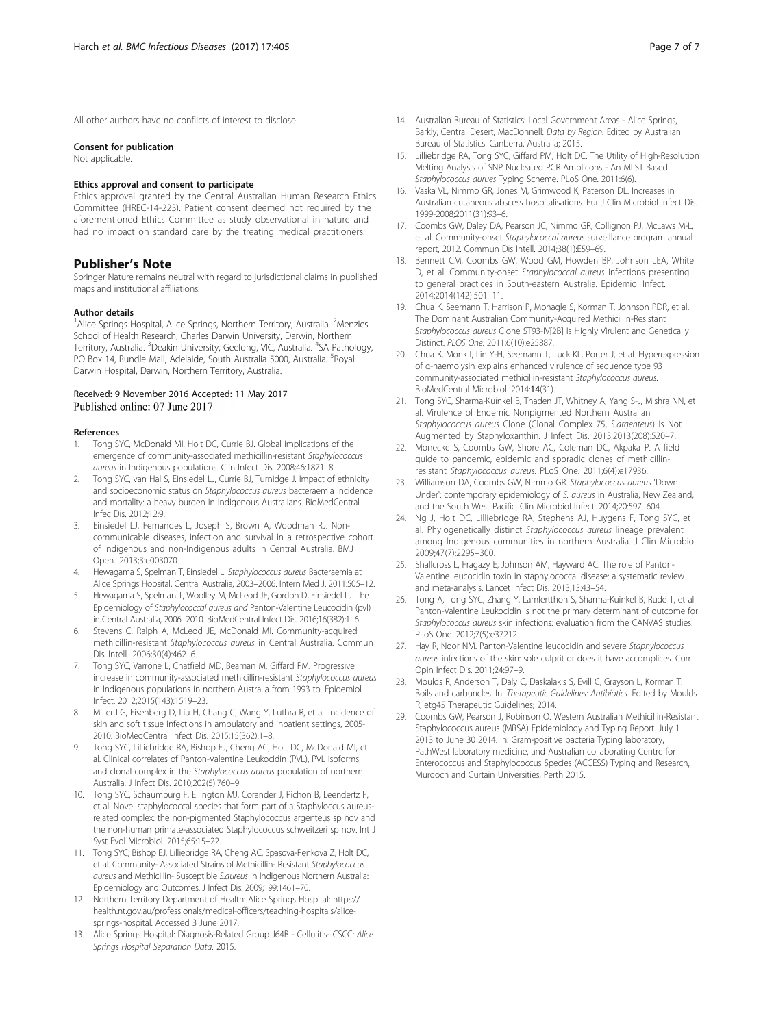All other authors have no conflicts of interest to disclose.

#### Consent for publication

Not applicable.

#### Ethics approval and consent to participate

Ethics approval granted by the Central Australian Human Research Ethics Committee (HREC-14-223). Patient consent deemed not required by the aforementioned Ethics Committee as study observational in nature and had no impact on standard care by the treating medical practitioners.

## Publisher's Note

Springer Nature remains neutral with regard to jurisdictional claims in published maps and institutional affiliations.

#### Author details

[1]Alice Springs Hospital, Alice Springs, Northern Territory, Australia. [2]Menzies School of Health Research, Charles Darwin University, Darwin, Northern Territory, Australia. [3]Deakin University, Geelong, VIC, Australia. [4]SA Pathology, PO Box 14, Rundle Mall, Adelaide, South Australia 5000, Australia. [5]Royal Darwin Hospital, Darwin, Northern Territory, Australia.

Received: 9 November 2016 Accepted: 11 May 2017
Published online: 07 June 2017

#### References

1. Tong SYC, McDonald MI, Holt DC, Currie BJ. Global implications of the emergence of community-associated methicillin-resistant *Staphylococcus aureus* in Indigenous populations. Clin Infect Dis. 2008;46:1871–8.
2. Tong SYC, van Hal S, Einsiedel LJ, Currie BJ, Turnidge J. Impact of ethnicity and socioeconomic status on *Staphylococcus aureus* bacteraemia incidence and mortality: a heavy burden in Indigenous Australians. BioMedCentral Infec Dis. 2012;12:9.
3. Einsiedel LJ, Fernandes L, Joseph S, Brown A, Woodman RJ. Non-communicable diseases, infection and survival in a retrospective cohort of Indigenous and non-Indigenous adults in Central Australia. BMJ Open. 2013;3:e003070.
4. Hewagama S, Spelman T, Einsiedel L. *Staphylococcus aureus* Bacteraemia at Alice Springs Hopsital, Central Australia, 2003–2006. Intern Med J. 2011:505–12.
5. Hewagama S, Spelman T, Woolley M, McLeod JE, Gordon D, Einsiedel LJ. The Epidemiology of *Staphylococcal aureus and* Panton-Valentine Leucocidin (pvl) in Central Australia, 2006–2010. BioMedCentral Infect Dis. 2016;16(382):1–6.
6. Stevens C, Ralph A, McLeod JE, McDonald MI. Community-acquired methicillin-resistant *Staphylococcus aureus* in Central Australia. Commun Dis Intell. 2006;30(4):462–6.
7. Tong SYC, Varrone L, Chatfield MD, Beaman M, Giffard PM. Progressive increase in community-associated methicillin-resistant *Staphylococcus aureus* in Indigenous populations in northern Australia from 1993 to. Epidemiol Infect. 2012;2015(143):1519–23.
8. Miller LG, Eisenberg D, Liu H, Chang C, Wang Y, Luthra R, et al. Incidence of skin and soft tissue infections in ambulatory and inpatient settings, 2005-2010. BioMedCentral Infect Dis. 2015;15(362):1–8.
9. Tong SYC, Lilliebridge RA, Bishop EJ, Cheng AC, Holt DC, McDonald MI, et al. Clinical correlates of Panton-Valentine Leukocidin (PVL), PVL isoforms, and clonal complex in the *Staphylococcus aureus* population of northern Australia. J Infect Dis. 2010;202(5):760–9.
10. Tong SYC, Schaumburg F, Ellington MJ, Corander J, Pichon B, Leendertz F, et al. Novel staphylococcal species that form part of a Staphylococcus aureus-related complex: the non-pigmented Staphylococcus argenteus sp nov and the non-human primate-associated Staphylococcus schweitzeri sp nov. Int J Syst Evol Microbiol. 2015;65:15–22.
11. Tong SYC, Bishop EJ, Lilliebridge RA, Cheng AC, Spasova-Penkova Z, Holt DC, et al. Community- Associated Strains of Methicillin- Resistant *Staphylococcus aureus* and Methicillin- Susceptible *S.aureus* in Indigenous Northern Australia: Epidemiology and Outcomes. J Infect Dis. 2009;199:1461–70.
12. Northern Territory Department of Health: Alice Springs Hospital: https://health.nt.gov.au/professionals/medical-officers/teaching-hospitals/alice-springs-hospital. Accessed 3 June 2017.
13. Alice Springs Hospital: Diagnosis-Related Group J64B - Cellulitis- CSCC: *Alice Springs Hospital Separation Data*. 2015.
14. Australian Bureau of Statistics: Local Government Areas - Alice Springs, Barkly, Central Desert, MacDonnell: *Data by Region*. Edited by Australian Bureau of Statistics. Canberra, Australia; 2015.
15. Lilliebridge RA, Tong SYC, Giffard PM, Holt DC. The Utility of High-Resolution Melting Analysis of SNP Nucleated PCR Amplicons - An MLST Based *Staphylococcus aurues* Typing Scheme. PLoS One. 2011:6(6).
16. Vaska VL, Nimmo GR, Jones M, Grimwood K, Paterson DL. Increases in Australian cutaneous abscess hospitalisations. Eur J Clin Microbiol Infect Dis. 1999-2008;2011(31):93–6.
17. Coombs GW, Daley DA, Pearson JC, Nimmo GR, Collignon PJ, McLaws M-L, et al. Community-onset *Staphylococcal aureus* surveillance program annual report, 2012. Commun Dis Intell. 2014;38(1):E59–69.
18. Bennett CM, Coombs GW, Wood GM, Howden BP, Johnson LEA, White D, et al. Community-onset *Staphylococcal aureus* infections presenting to general practices in South-eastern Australia. Epidemiol Infect. 2014;2014(142):501–11.
19. Chua K, Seemann T, Harrison P, Monagle S, Korman T, Johnson PDR, et al. The Dominant Australian Community-Acquired Methicillin-Resistant *Staphylococcus aureus* Clone ST93-IV[2B] Is Highly Virulent and Genetically Distinct. *PLOS One*. 2011;6(10):e25887.
20. Chua K, Monk I, Lin Y-H, Seemann T, Tuck KL, Porter J, et al. Hyperexpression of α-haemolysin explains enhanced virulence of sequence type 93 community-associated methicillin-resistant *Staphylococcus aureus*. BioMedCentral Microbiol. 2014:**14**(31).
21. Tong SYC, Sharma-Kuinkel B, Thaden JT, Whitney A, Yang S-J, Mishra NN, et al. Virulence of Endemic Nonpigmented Northern Australian *Staphylococcus aureus* Clone (Clonal Complex 75, *S.argenteus*) Is Not Augmented by Staphyloxanthin. J Infect Dis. 2013;2013(208):520–7.
22. Monecke S, Coombs GW, Shore AC, Coleman DC, Akpaka P. A field guide to pandemic, epidemic and sporadic clones of methicillin-resistant *Staphylococcus aureus*. PLoS One. 2011;6(4):e17936.
23. Williamson DA, Coombs GW, Nimmo GR. *Staphylococcus aureus* 'Down Under': contemporary epidemiology of *S. aureus* in Australia, New Zealand, and the South West Pacific. Clin Microbiol Infect. 2014;20:597–604.
24. Ng J, Holt DC, Lilliebridge RA, Stephens AJ, Huygens F, Tong SYC, et al. Phylogenetically distinct *Staphylococcus aureus* lineage prevalent among Indigenous communities in northern Australia. J Clin Microbiol. 2009;47(7):2295–300.
25. Shallcross L, Fragazy E, Johnson AM, Hayward AC. The role of Panton-Valentine leucocidin toxin in staphylococcal disease: a systematic review and meta-analysis. Lancet Infect Dis. 2013;13:43–54.
26. Tong A, Tong SYC, Zhang Y, Lamlertthon S, Sharma-Kuinkel B, Rude T, et al. Panton-Valentine Leukocidin is not the primary determinant of outcome for *Staphylococcus aureus* skin infections: evaluation from the CANVAS studies. PLoS One. 2012;7(5):e37212.
27. Hay R, Noor NM. Panton-Valentine leucocidin and severe *Staphylococcus aureus* infections of the skin: sole culprit or does it have accomplices. Curr Opin Infect Dis. 2011;24:97–9.
28. Moulds R, Anderson T, Daly C, Daskalakis S, Evill C, Grayson L, Korman T: Boils and carbuncles. In: *Therapeutic Guidelines: Antibiotics*. Edited by Moulds R, etg45 Therapeutic Guidelines; 2014.
29. Coombs GW, Pearson J, Robinson O. Western Australian Methicillin-Resistant Staphylococcus aureus (MRSA) Epidemiology and Typing Report. July 1 2013 to June 30 2014. In: Gram-positive bacteria Typing laboratory, PathWest laboratory medicine, and Australian collaborating Centre for Enterococcus and Staphylococcus Species (ACCESS) Typing and Research, Murdoch and Curtain Universities, Perth 2015.